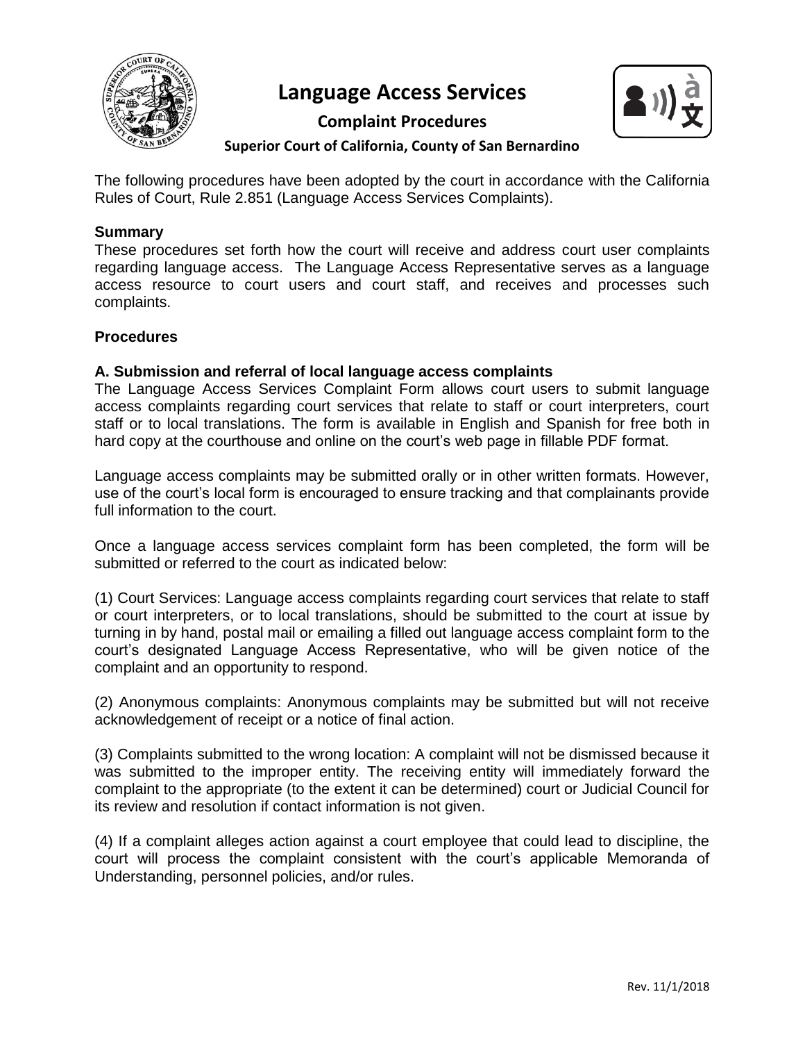# Language Access Services

## Complaint Procedures

### Superior Court of California, County of San Bernardino

The following procedures have been adopted by the court in accordance with the California Rules of Court, Rule 2.851 (Language Access Services Complaints).

**Summary**

These procedures set forth how the court will receive and address court user complaints regarding language access. The Language Access Representative serves as a language access resource to court users and court staff, and receives and processes such complaints.

**Procedures**

**A. Submission and referral of local language access complaints**

The Language Access Services Complaint Form allows court users to submit language access complaints regarding court services that relate to staff or court interpreters, court staff or to local translations. The form is available in English and Spanish for free both in hard copy at the courthouse and online on the court's web page in fillable PDF format.

Language access complaints may be submitted orally or in other written formats. However, use of the court's local form is encouraged to ensure tracking and that complainants provide full information to the court.

Once a language access services complaint form has been completed, the form will be submitted or referred to the court as indicated below:

(1) Court Services: Language access complaints regarding court services that relate to staff or court interpreters, or to local translations, should be submitted to the court at issue by turning in by hand, postal mail or emailing a filled out language access complaint form to the court's designated Language Access Representative, who will be given notice of the complaint and an opportunity to respond.

(2) Anonymous complaints: Anonymous complaints may be submitted but will not receive acknowledgement of receipt or a notice of final action.

(3) Complaints submitted to the wrong location: A complaint will not be dismissed because it was submitted to the improper entity. The receiving entity will immediately forward the complaint to the appropriate (to the extent it can be determined) court or Judicial Council for its review and resolution if contact information is not given.

(4) If a complaint alleges action against a court employee that could lead to discipline, the court will process the complaint consistent with the court's applicable Memoranda of Understanding, personnel policies, and/or rules.

Rev. 11/1/2018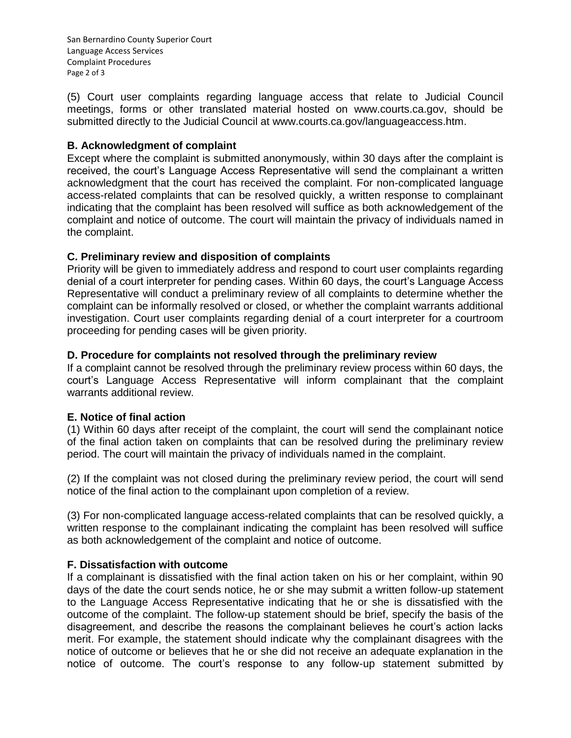(5) Court user complaints regarding language access that relate to Judicial Council meetings, forms or other translated material hosted on www.courts.ca.gov, should be submitted directly to the Judicial Council at www.courts.ca.gov/languageaccess.htm.

**B. Acknowledgment of complaint**

Except where the complaint is submitted anonymously, within 30 days after the complaint is received, the court's Language Access Representative will send the complainant a written acknowledgment that the court has received the complaint. For non-complicated language access-related complaints that can be resolved quickly, a written response to complainant indicating that the complaint has been resolved will suffice as both acknowledgement of the complaint and notice of outcome. The court will maintain the privacy of individuals named in the complaint.

**C. Preliminary review and disposition of complaints**

Priority will be given to immediately address and respond to court user complaints regarding denial of a court interpreter for pending cases. Within 60 days, the court's Language Access Representative will conduct a preliminary review of all complaints to determine whether the complaint can be informally resolved or closed, or whether the complaint warrants additional investigation. Court user complaints regarding denial of a court interpreter for a courtroom proceeding for pending cases will be given priority.

**D. Procedure for complaints not resolved through the preliminary review**

If a complaint cannot be resolved through the preliminary review process within 60 days, the court's Language Access Representative will inform complainant that the complaint warrants additional review.

**E. Notice of final action**

(1) Within 60 days after receipt of the complaint, the court will send the complainant notice of the final action taken on complaints that can be resolved during the preliminary review period. The court will maintain the privacy of individuals named in the complaint.

(2) If the complaint was not closed during the preliminary review period, the court will send notice of the final action to the complainant upon completion of a review.

(3) For non-complicated language access-related complaints that can be resolved quickly, a written response to the complainant indicating the complaint has been resolved will suffice as both acknowledgement of the complaint and notice of outcome.

**F. Dissatisfaction with outcome**

If a complainant is dissatisfied with the final action taken on his or her complaint, within 90 days of the date the court sends notice, he or she may submit a written follow-up statement to the Language Access Representative indicating that he or she is dissatisfied with the outcome of the complaint. The follow-up statement should be brief, specify the basis of the disagreement, and describe the reasons the complainant believes he court's action lacks merit. For example, the statement should indicate why the complainant disagrees with the notice of outcome or believes that he or she did not receive an adequate explanation in the notice of outcome. The court's response to any follow-up statement submitted by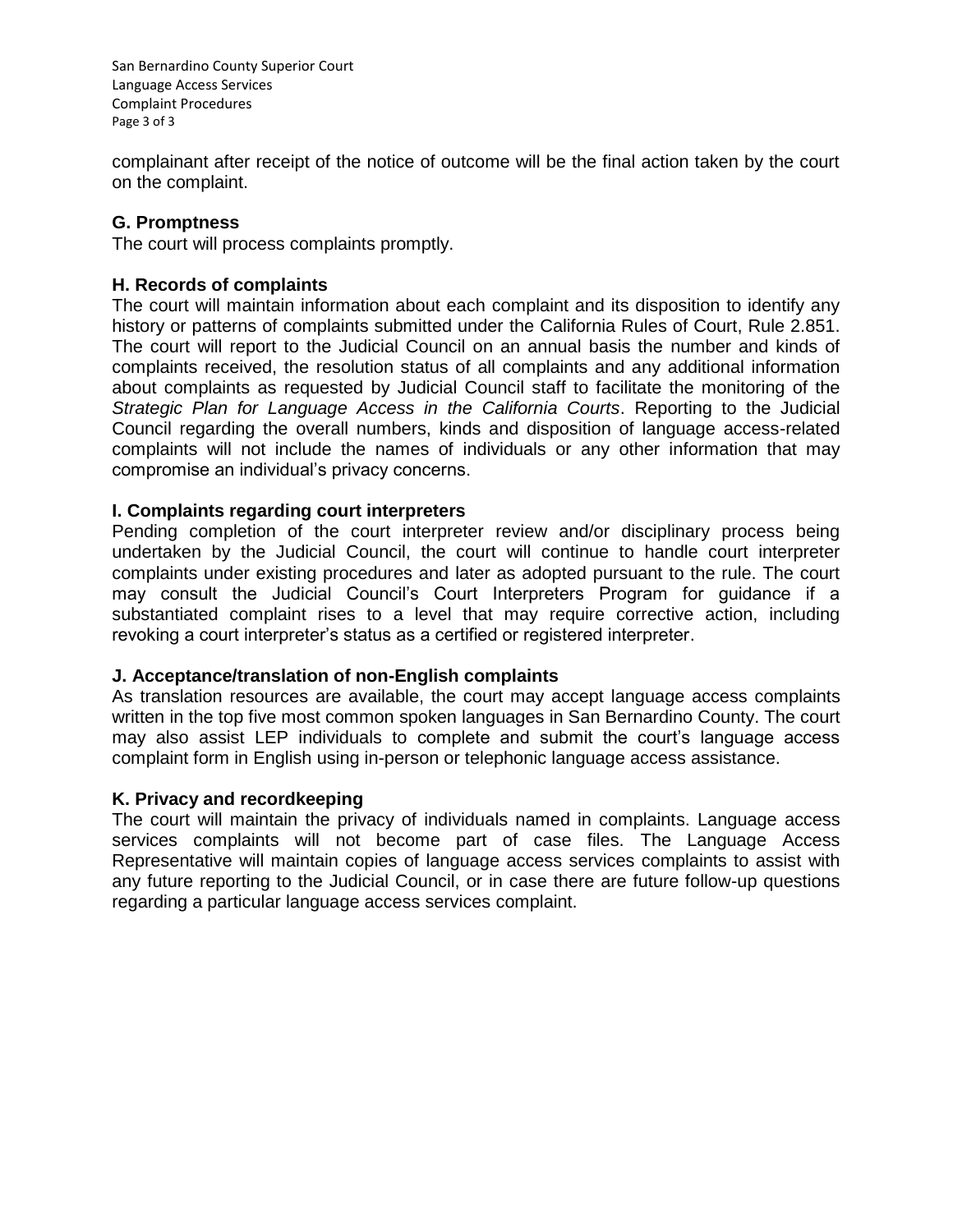complainant after receipt of the notice of outcome will be the final action taken by the court on the complaint.

**G. Promptness**

The court will process complaints promptly.

**H. Records of complaints**

The court will maintain information about each complaint and its disposition to identify any history or patterns of complaints submitted under the California Rules of Court, Rule 2.851. The court will report to the Judicial Council on an annual basis the number and kinds of complaints received, the resolution status of all complaints and any additional information about complaints as requested by Judicial Council staff to facilitate the monitoring of the *Strategic Plan for Language Access in the California Courts*. Reporting to the Judicial Council regarding the overall numbers, kinds and disposition of language access-related complaints will not include the names of individuals or any other information that may compromise an individual's privacy concerns.

**I. Complaints regarding court interpreters**

Pending completion of the court interpreter review and/or disciplinary process being undertaken by the Judicial Council, the court will continue to handle court interpreter complaints under existing procedures and later as adopted pursuant to the rule. The court may consult the Judicial Council's Court Interpreters Program for guidance if a substantiated complaint rises to a level that may require corrective action, including revoking a court interpreter's status as a certified or registered interpreter.

**J. Acceptance/translation of non-English complaints**

As translation resources are available, the court may accept language access complaints written in the top five most common spoken languages in San Bernardino County. The court may also assist LEP individuals to complete and submit the court's language access complaint form in English using in-person or telephonic language access assistance.

**K. Privacy and recordkeeping**

The court will maintain the privacy of individuals named in complaints. Language access services complaints will not become part of case files. The Language Access Representative will maintain copies of language access services complaints to assist with any future reporting to the Judicial Council, or in case there are future follow-up questions regarding a particular language access services complaint.